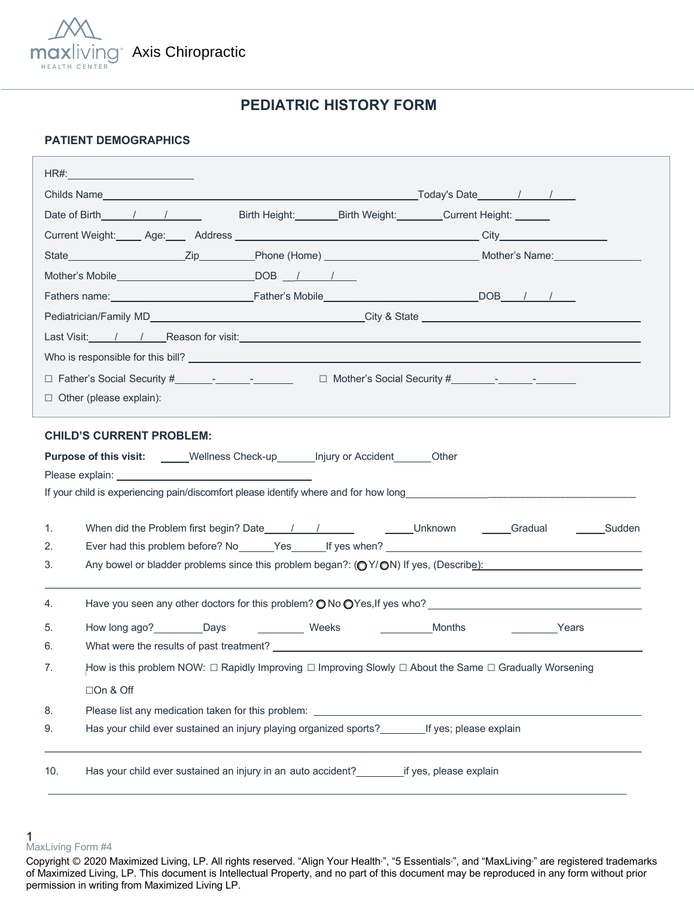maxliving HEALTH CENTER Axis Chiropractic

# PEDIATRIC HISTORY FORM

## PATIENT DEMOGRAPHICS

HR#:____________________

Childs Name______________________________________________Today's Date_____/_____/_____

Date of Birth_____/_____/______ Birth Height:_______Birth Weight:________Current Height: ______

Current Weight:____ Age:____ Address ______________________________________ City________________

State____________________Zip__________Phone (Home) ________________________ Mother's Name:______________

Mother's Mobile______________________DOB __/_____/_____

Fathers name:______________________Father's Mobile________________________DOB____/____/_____

Pediatrician/Family MD_________________________________City & State ____________________________

Last Visit:____/____/____Reason for visit:__________________________________________________

Who is responsible for this bill? ______________________________________________________

☐ Father's Social Security #______-______-_______ ☐ Mother's Social Security #_______-______-_______

☐ Other (please explain):

## CHILD'S CURRENT PROBLEM:

**Purpose of this visit:** _____Wellness Check-up_______Injury or Accident______Other

Please explain: ________________________________

If your child is experiencing pain/discomfort please identify where and for how long_______________________________________

1. When did the Problem first begin? Date_____/____/______ _____Unknown _____Gradual _____Sudden
2. Ever had this problem before? No______Yes______If yes when? ______________________________
3. Any bowel or bladder problems since this problem began?: (◯Y/◯N) If yes, (Describe):____________________________

_____________________________________________________________________________

4. Have you seen any other doctors for this problem? ◯No ◯Yes,If yes who? ____________________________
5. How long ago?________Days ________ Weeks _________Months ________Years
6. What were the results of past treatment? ______________________________________________
7. How is this problem NOW: ☐ Rapidly Improving ☐ Improving Slowly ☐ About the Same ☐ Gradually Worsening ☐On & Off
8. Please list any medication taken for this problem: ____________________________________
9. Has your child ever sustained an injury playing organized sports?________If yes; please explain

_____________________________________________________________________________

10. Has your child ever sustained an injury in an auto accident?________if yes, please explain

_____________________________________________________________________________

MaxLiving Form #4

Copyright © 2020 Maximized Living, LP. All rights reserved. "Align Your Health", "5 Essentials", and "MaxLiving" are registered trademarks of Maximized Living, LP. This document is Intellectual Property, and no part of this document may be reproduced in any form without prior permission in writing from Maximized Living LP.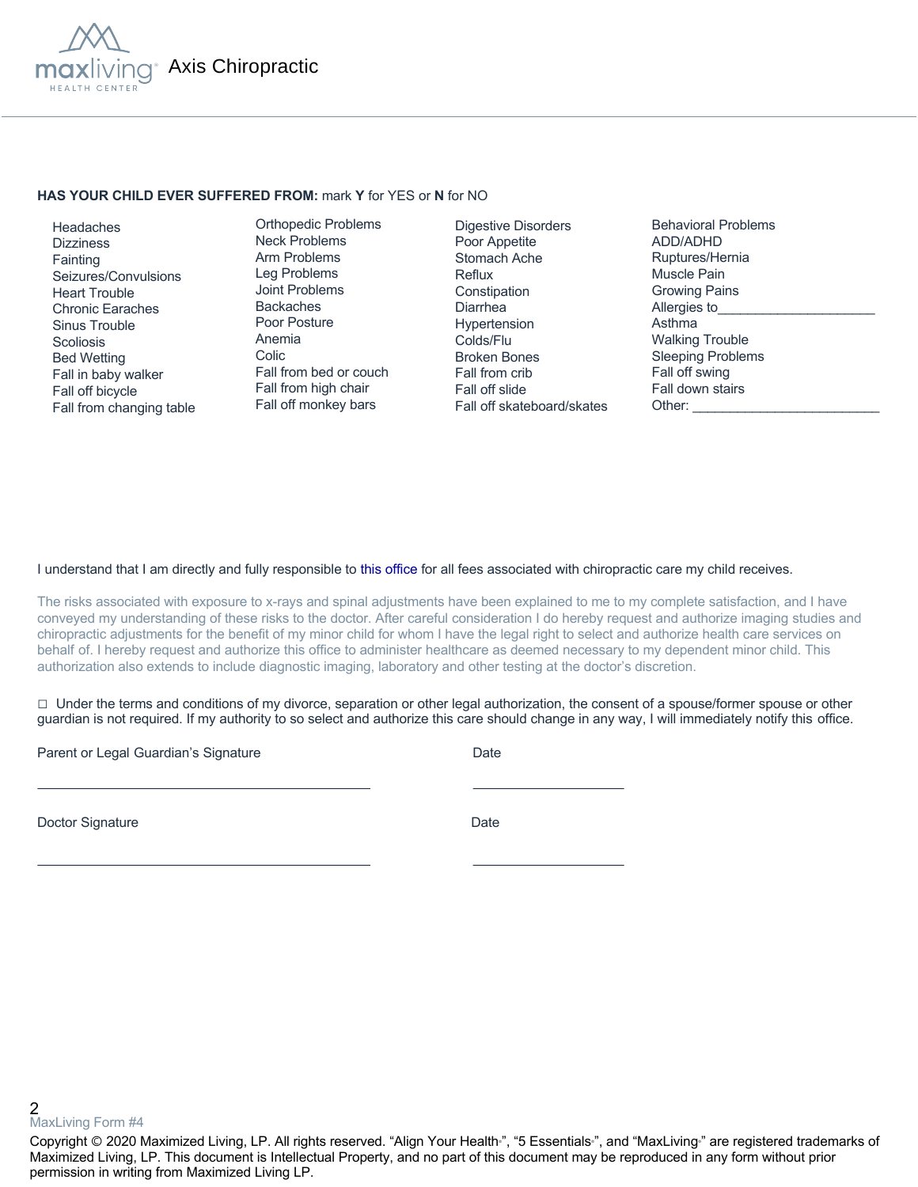Axis Chiropractic

**HAS YOUR CHILD EVER SUFFERED FROM:** mark **Y** for YES or **N** for NO

| | | | |
|---|---|---|---|
| Headaches | Orthopedic Problems | Digestive Disorders | Behavioral Problems |
| Dizziness | Neck Problems | Poor Appetite | ADD/ADHD |
| Fainting | Arm Problems | Stomach Ache | Ruptures/Hernia |
| Seizures/Convulsions | Leg Problems | Reflux | Muscle Pain |
| Heart Trouble | Joint Problems | Constipation | Growing Pains |
| Chronic Earaches | Backaches | Diarrhea | Allergies to_____________________ |
| Sinus Trouble | Poor Posture | Hypertension | Asthma |
| Scoliosis | Anemia | Colds/Flu | Walking Trouble |
| Bed Wetting | Colic | Broken Bones | Sleeping Problems |
| Fall in baby walker | Fall from bed or couch | Fall from crib | Fall off swing |
| Fall off bicycle | Fall from high chair | Fall off slide | Fall down stairs |
| Fall from changing table | Fall off monkey bars | Fall off skateboard/skates | Other: _________________________ |

I understand that I am directly and fully responsible to this office for all fees associated with chiropractic care my child receives.

The risks associated with exposure to x-rays and spinal adjustments have been explained to me to my complete satisfaction, and I have conveyed my understanding of these risks to the doctor. After careful consideration I do hereby request and authorize imaging studies and chiropractic adjustments for the benefit of my minor child for whom I have the legal right to select and authorize health care services on behalf of. I hereby request and authorize this office to administer healthcare as deemed necessary to my dependent minor child. This authorization also extends to include diagnostic imaging, laboratory and other testing at the doctor's discretion.

☐ Under the terms and conditions of my divorce, separation or other legal authorization, the consent of a spouse/former spouse or other guardian is not required. If my authority to so select and authorize this care should change in any way, I will immediately notify this office.

Parent or Legal Guardian's Signature _______________________________ Date ____________________

Doctor Signature _______________________________ Date ____________________

MaxLiving Form #4

Copyright © 2020 Maximized Living, LP. All rights reserved. "Align Your Health®", "5 Essentials®", and "MaxLiving®" are registered trademarks of Maximized Living, LP. This document is Intellectual Property, and no part of this document may be reproduced in any form without prior permission in writing from Maximized Living LP.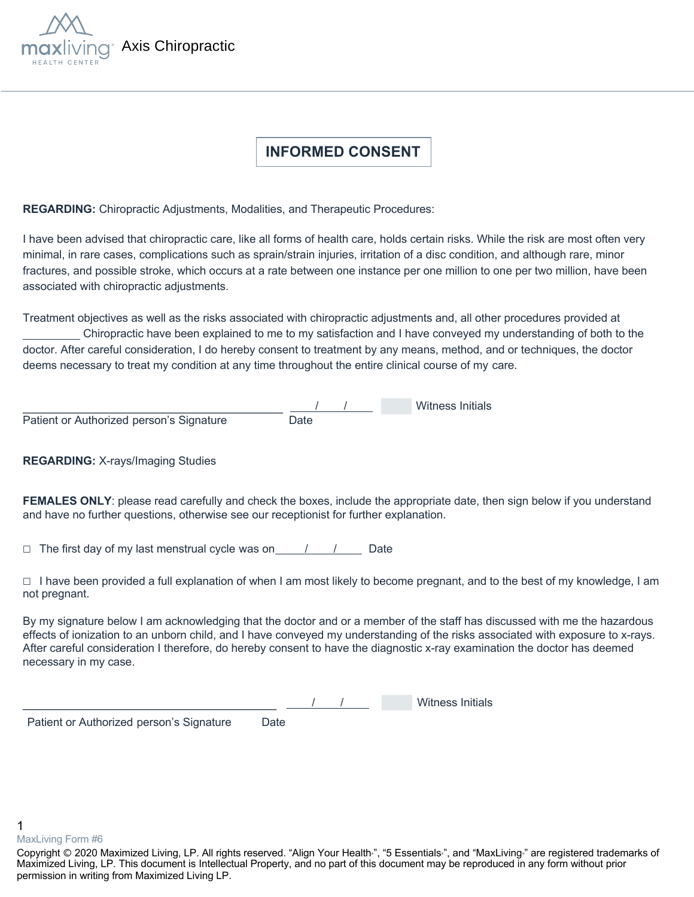Axis Chiropractic

# INFORMED CONSENT

**REGARDING:** Chiropractic Adjustments, Modalities, and Therapeutic Procedures:

I have been advised that chiropractic care, like all forms of health care, holds certain risks. While the risk are most often very minimal, in rare cases, complications such as sprain/strain injuries, irritation of a disc condition, and although rare, minor fractures, and possible stroke, which occurs at a rate between one instance per one million to one per two million, have been associated with chiropractic adjustments.

Treatment objectives as well as the risks associated with chiropractic adjustments and, all other procedures provided at __________ Chiropractic have been explained to me to my satisfaction and I have conveyed my understanding of both to the doctor. After careful consideration, I do hereby consent to treatment by any means, method, and or techniques, the doctor deems necessary to treat my condition at any time throughout the entire clinical course of my care.

____________________________________________ ____/____/____ Witness Initials

Patient or Authorized person's Signature Date

**REGARDING:** X-rays/Imaging Studies

**FEMALES ONLY**: please read carefully and check the boxes, include the appropriate date, then sign below if you understand and have no further questions, otherwise see our receptionist for further explanation.

☐ The first day of my last menstrual cycle was on____/____/____ Date

☐ I have been provided a full explanation of when I am most likely to become pregnant, and to the best of my knowledge, I am not pregnant.

By my signature below I am acknowledging that the doctor and or a member of the staff has discussed with me the hazardous effects of ionization to an unborn child, and I have conveyed my understanding of the risks associated with exposure to x-rays. After careful consideration I therefore, do hereby consent to have the diagnostic x-ray examination the doctor has deemed necessary in my case.

____________________________________________ ____/____/____ Witness Initials

Patient or Authorized person's Signature Date

MaxLiving Form #6

Copyright © 2020 Maximized Living, LP. All rights reserved. "Align Your Health®", "5 Essentials®", and "MaxLiving®" are registered trademarks of Maximized Living, LP. This document is Intellectual Property, and no part of this document may be reproduced in any form without prior permission in writing from Maximized Living LP.